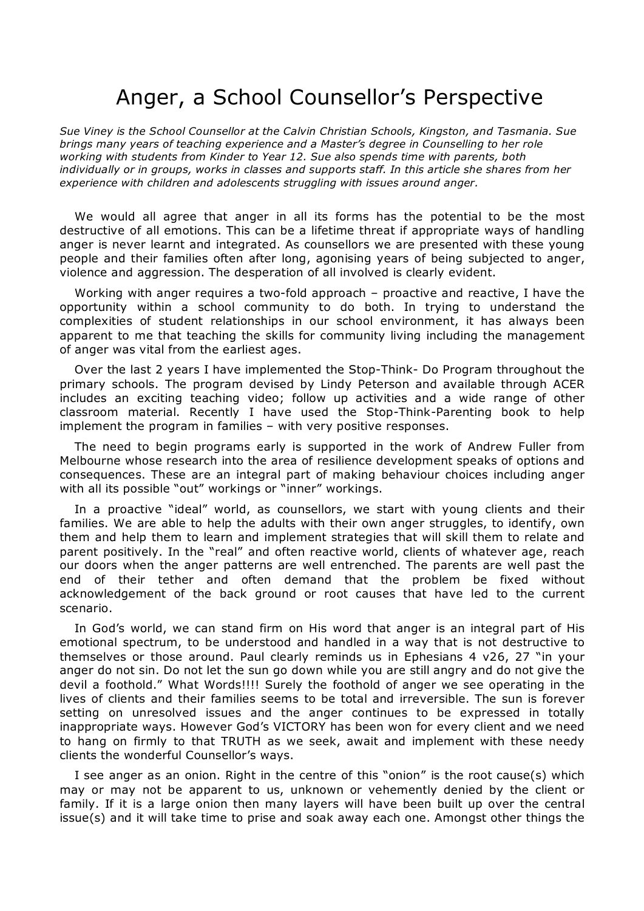# Anger, a School Counsellor's Perspective

*Sue Viney is the School Counsellor at the Calvin Christian Schools, Kingston, and Tasmania. Sue brings many years of teaching experience and a Master's degree in Counselling to her role working with students from Kinder to Year 12. Sue also spends time with parents, both individually or in groups, works in classes and supports staff. In this article she shares from her experience with children and adolescents struggling with issues around anger.*

We would all agree that anger in all its forms has the potential to be the most destructive of all emotions. This can be a lifetime threat if appropriate ways of handling anger is never learnt and integrated. As counsellors we are presented with these young people and their families often after long, agonising years of being subjected to anger, violence and aggression. The desperation of all involved is clearly evident.

Working with anger requires a two-fold approach – proactive and reactive, I have the opportunity within a school community to do both. In trying to understand the complexities of student relationships in our school environment, it has always been apparent to me that teaching the skills for community living including the management of anger was vital from the earliest ages.

Over the last 2 years I have implemented the Stop-Think- Do Program throughout the primary schools. The program devised by Lindy Peterson and available through ACER includes an exciting teaching video; follow up activities and a wide range of other classroom material. Recently I have used the Stop-Think-Parenting book to help implement the program in families – with very positive responses.

The need to begin programs early is supported in the work of Andrew Fuller from Melbourne whose research into the area of resilience development speaks of options and consequences. These are an integral part of making behaviour choices including anger with all its possible "out" workings or "inner" workings.

In a proactive "ideal" world, as counsellors, we start with young clients and their families. We are able to help the adults with their own anger struggles, to identify, own them and help them to learn and implement strategies that will skill them to relate and parent positively. In the "real" and often reactive world, clients of whatever age, reach our doors when the anger patterns are well entrenched. The parents are well past the end of their tether and often demand that the problem be fixed without acknowledgement of the back ground or root causes that have led to the current scenario.

In God's world, we can stand firm on His word that anger is an integral part of His emotional spectrum, to be understood and handled in a way that is not destructive to themselves or those around. Paul clearly reminds us in Ephesians 4 v26, 27 "in your anger do not sin. Do not let the sun go down while you are still angry and do not give the devil a foothold." What Words!!!! Surely the foothold of anger we see operating in the lives of clients and their families seems to be total and irreversible. The sun is forever setting on unresolved issues and the anger continues to be expressed in totally inappropriate ways. However God's VICTORY has been won for every client and we need to hang on firmly to that TRUTH as we seek, await and implement with these needy clients the wonderful Counsellor's ways.

I see anger as an onion. Right in the centre of this "onion" is the root cause(s) which may or may not be apparent to us, unknown or vehemently denied by the client or family. If it is a large onion then many layers will have been built up over the central issue(s) and it will take time to prise and soak away each one. Amongst other things the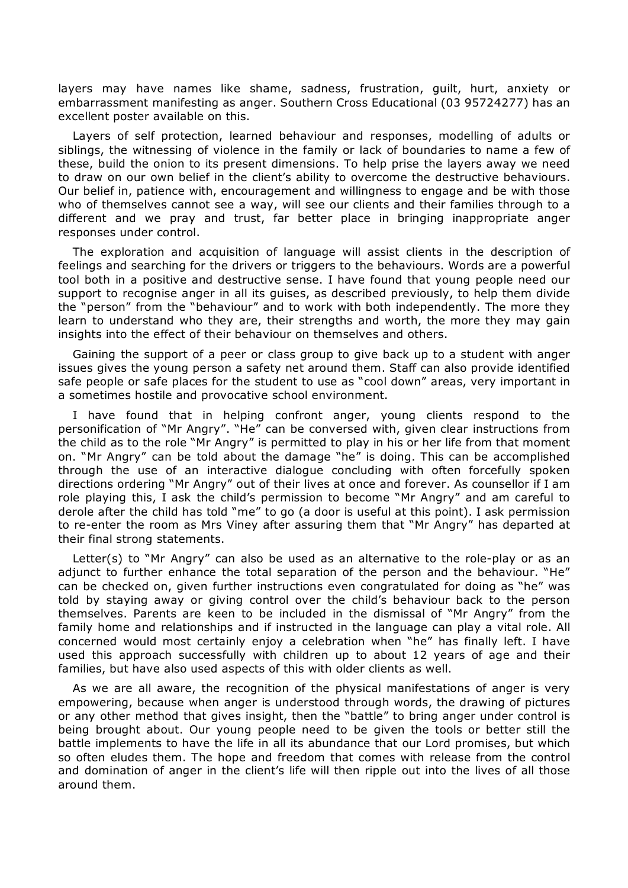layers may have names like shame, sadness, frustration, guilt, hurt, anxiety or embarrassment manifesting as anger. Southern Cross Educational (03 95724277) has an excellent poster available on this.

Layers of self protection, learned behaviour and responses, modelling of adults or siblings, the witnessing of violence in the family or lack of boundaries to name a few of these, build the onion to its present dimensions. To help prise the layers away we need to draw on our own belief in the client's ability to overcome the destructive behaviours. Our belief in, patience with, encouragement and willingness to engage and be with those who of themselves cannot see a way, will see our clients and their families through to a different and we pray and trust, far better place in bringing inappropriate anger responses under control.

The exploration and acquisition of language will assist clients in the description of feelings and searching for the drivers or triggers to the behaviours. Words are a powerful tool both in a positive and destructive sense. I have found that young people need our support to recognise anger in all its guises, as described previously, to help them divide the "person" from the "behaviour" and to work with both independently. The more they learn to understand who they are, their strengths and worth, the more they may gain insights into the effect of their behaviour on themselves and others.

Gaining the support of a peer or class group to give back up to a student with anger issues gives the young person a safety net around them. Staff can also provide identified safe people or safe places for the student to use as "cool down" areas, very important in a sometimes hostile and provocative school environment.

I have found that in helping confront anger, young clients respond to the personification of "Mr Angry". "He" can be conversed with, given clear instructions from the child as to the role "Mr Angry" is permitted to play in his or her life from that moment on. "Mr Angry" can be told about the damage "he" is doing. This can be accomplished through the use of an interactive dialogue concluding with often forcefully spoken directions ordering "Mr Angry" out of their lives at once and forever. As counsellor if I am role playing this, I ask the child's permission to become "Mr Angry" and am careful to derole after the child has told "me" to go (a door is useful at this point). I ask permission to re-enter the room as Mrs Viney after assuring them that "Mr Angry" has departed at their final strong statements.

Letter(s) to "Mr Angry" can also be used as an alternative to the role-play or as an adjunct to further enhance the total separation of the person and the behaviour. "He" can be checked on, given further instructions even congratulated for doing as "he" was told by staying away or giving control over the child's behaviour back to the person themselves. Parents are keen to be included in the dismissal of "Mr Angry" from the family home and relationships and if instructed in the language can play a vital role. All concerned would most certainly enjoy a celebration when "he" has finally left. I have used this approach successfully with children up to about 12 years of age and their families, but have also used aspects of this with older clients as well.

As we are all aware, the recognition of the physical manifestations of anger is very empowering, because when anger is understood through words, the drawing of pictures or any other method that gives insight, then the "battle" to bring anger under control is being brought about. Our young people need to be given the tools or better still the battle implements to have the life in all its abundance that our Lord promises, but which so often eludes them. The hope and freedom that comes with release from the control and domination of anger in the client's life will then ripple out into the lives of all those around them.